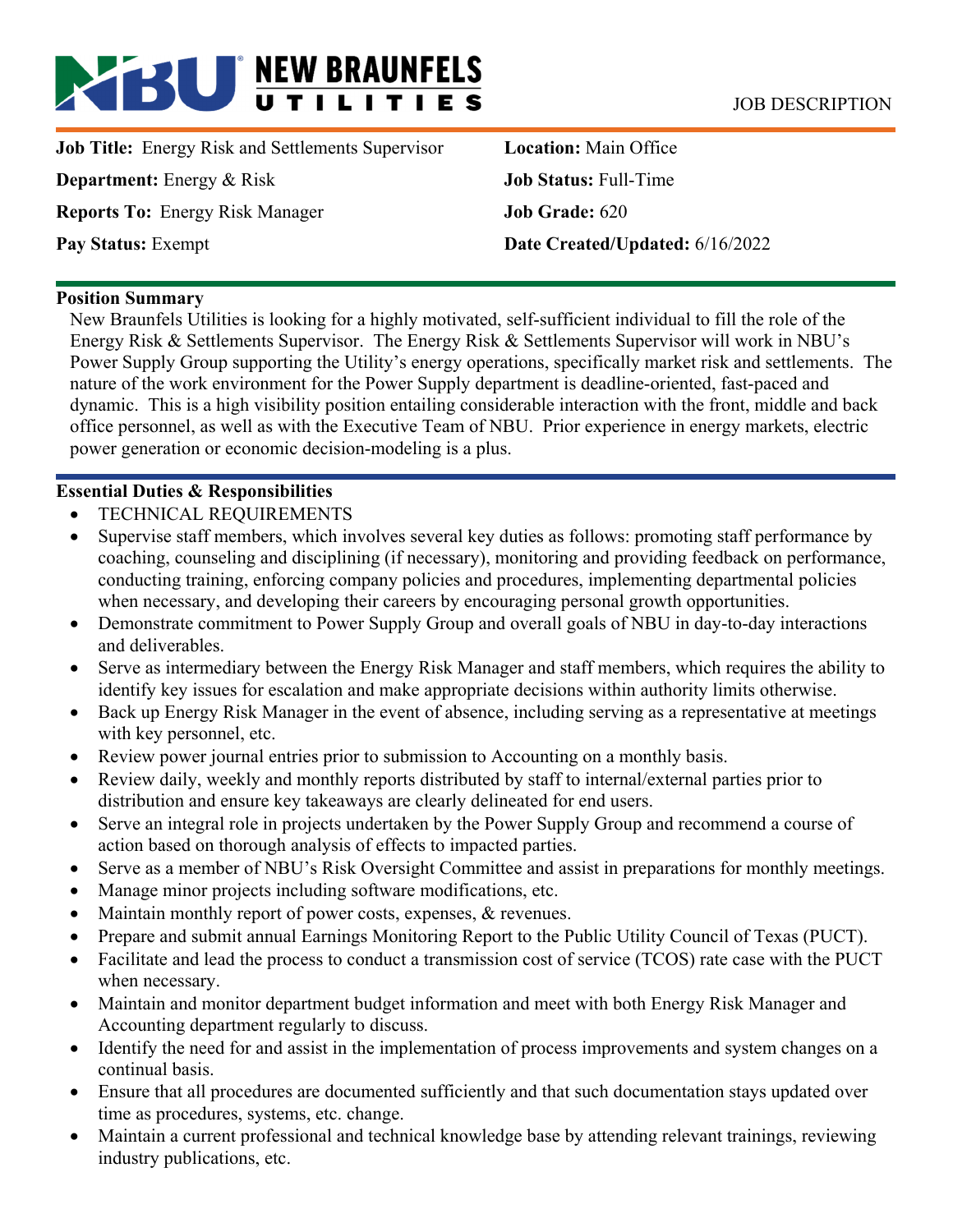**NEW BRAUNFELS UTILITIES**

JOB DESCRIPTION

| | |
|---|---|
| **Job Title:** Energy Risk and Settlements Supervisor | **Location:** Main Office |
| **Department:** Energy & Risk | **Job Status:** Full-Time |
| **Reports To:** Energy Risk Manager | **Job Grade:** 620 |
| **Pay Status:** Exempt | **Date Created/Updated:** 6/16/2022 |

## Position Summary

New Braunfels Utilities is looking for a highly motivated, self-sufficient individual to fill the role of the Energy Risk & Settlements Supervisor. The Energy Risk & Settlements Supervisor will work in NBU's Power Supply Group supporting the Utility's energy operations, specifically market risk and settlements. The nature of the work environment for the Power Supply department is deadline-oriented, fast-paced and dynamic. This is a high visibility position entailing considerable interaction with the front, middle and back office personnel, as well as with the Executive Team of NBU. Prior experience in energy markets, electric power generation or economic decision-modeling is a plus.

## Essential Duties & Responsibilities

- TECHNICAL REQUIREMENTS
- Supervise staff members, which involves several key duties as follows: promoting staff performance by coaching, counseling and disciplining (if necessary), monitoring and providing feedback on performance, conducting training, enforcing company policies and procedures, implementing departmental policies when necessary, and developing their careers by encouraging personal growth opportunities.
- Demonstrate commitment to Power Supply Group and overall goals of NBU in day-to-day interactions and deliverables.
- Serve as intermediary between the Energy Risk Manager and staff members, which requires the ability to identify key issues for escalation and make appropriate decisions within authority limits otherwise.
- Back up Energy Risk Manager in the event of absence, including serving as a representative at meetings with key personnel, etc.
- Review power journal entries prior to submission to Accounting on a monthly basis.
- Review daily, weekly and monthly reports distributed by staff to internal/external parties prior to distribution and ensure key takeaways are clearly delineated for end users.
- Serve an integral role in projects undertaken by the Power Supply Group and recommend a course of action based on thorough analysis of effects to impacted parties.
- Serve as a member of NBU's Risk Oversight Committee and assist in preparations for monthly meetings.
- Manage minor projects including software modifications, etc.
- Maintain monthly report of power costs, expenses, & revenues.
- Prepare and submit annual Earnings Monitoring Report to the Public Utility Council of Texas (PUCT).
- Facilitate and lead the process to conduct a transmission cost of service (TCOS) rate case with the PUCT when necessary.
- Maintain and monitor department budget information and meet with both Energy Risk Manager and Accounting department regularly to discuss.
- Identify the need for and assist in the implementation of process improvements and system changes on a continual basis.
- Ensure that all procedures are documented sufficiently and that such documentation stays updated over time as procedures, systems, etc. change.
- Maintain a current professional and technical knowledge base by attending relevant trainings, reviewing industry publications, etc.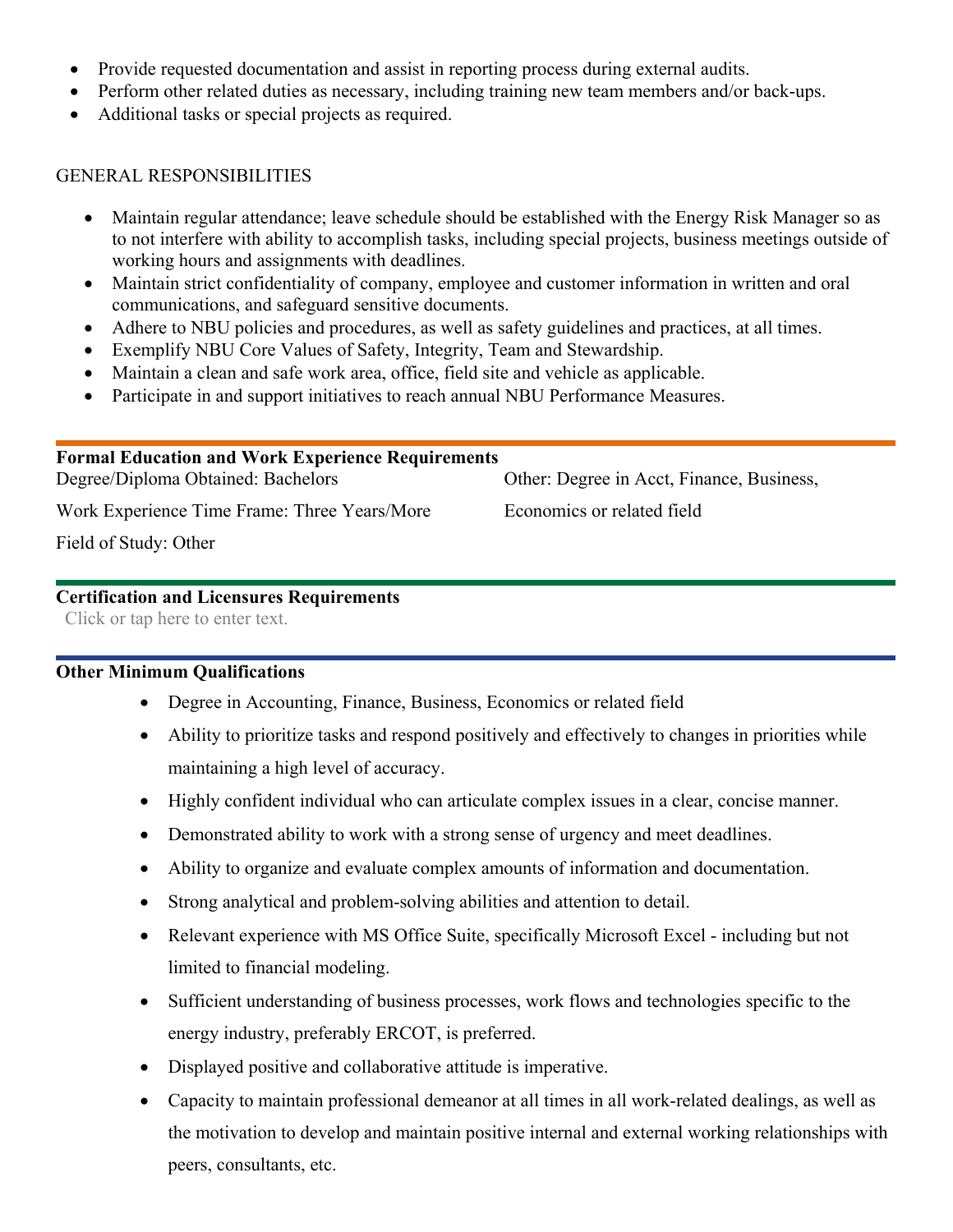- Provide requested documentation and assist in reporting process during external audits.
- Perform other related duties as necessary, including training new team members and/or back-ups.
- Additional tasks or special projects as required.

GENERAL RESPONSIBILITIES

- Maintain regular attendance; leave schedule should be established with the Energy Risk Manager so as to not interfere with ability to accomplish tasks, including special projects, business meetings outside of working hours and assignments with deadlines.
- Maintain strict confidentiality of company, employee and customer information in written and oral communications, and safeguard sensitive documents.
- Adhere to NBU policies and procedures, as well as safety guidelines and practices, at all times.
- Exemplify NBU Core Values of Safety, Integrity, Team and Stewardship.
- Maintain a clean and safe work area, office, field site and vehicle as applicable.
- Participate in and support initiatives to reach annual NBU Performance Measures.

**Formal Education and Work Experience Requirements**

Degree/Diploma Obtained: Bachelors

Work Experience Time Frame: Three Years/More

Field of Study: Other

Other: Degree in Acct, Finance, Business, Economics or related field

**Certification and Licensures Requirements**

Click or tap here to enter text.

**Other Minimum Qualifications**

- Degree in Accounting, Finance, Business, Economics or related field
- Ability to prioritize tasks and respond positively and effectively to changes in priorities while maintaining a high level of accuracy.
- Highly confident individual who can articulate complex issues in a clear, concise manner.
- Demonstrated ability to work with a strong sense of urgency and meet deadlines.
- Ability to organize and evaluate complex amounts of information and documentation.
- Strong analytical and problem-solving abilities and attention to detail.
- Relevant experience with MS Office Suite, specifically Microsoft Excel - including but not limited to financial modeling.
- Sufficient understanding of business processes, work flows and technologies specific to the energy industry, preferably ERCOT, is preferred.
- Displayed positive and collaborative attitude is imperative.
- Capacity to maintain professional demeanor at all times in all work-related dealings, as well as the motivation to develop and maintain positive internal and external working relationships with peers, consultants, etc.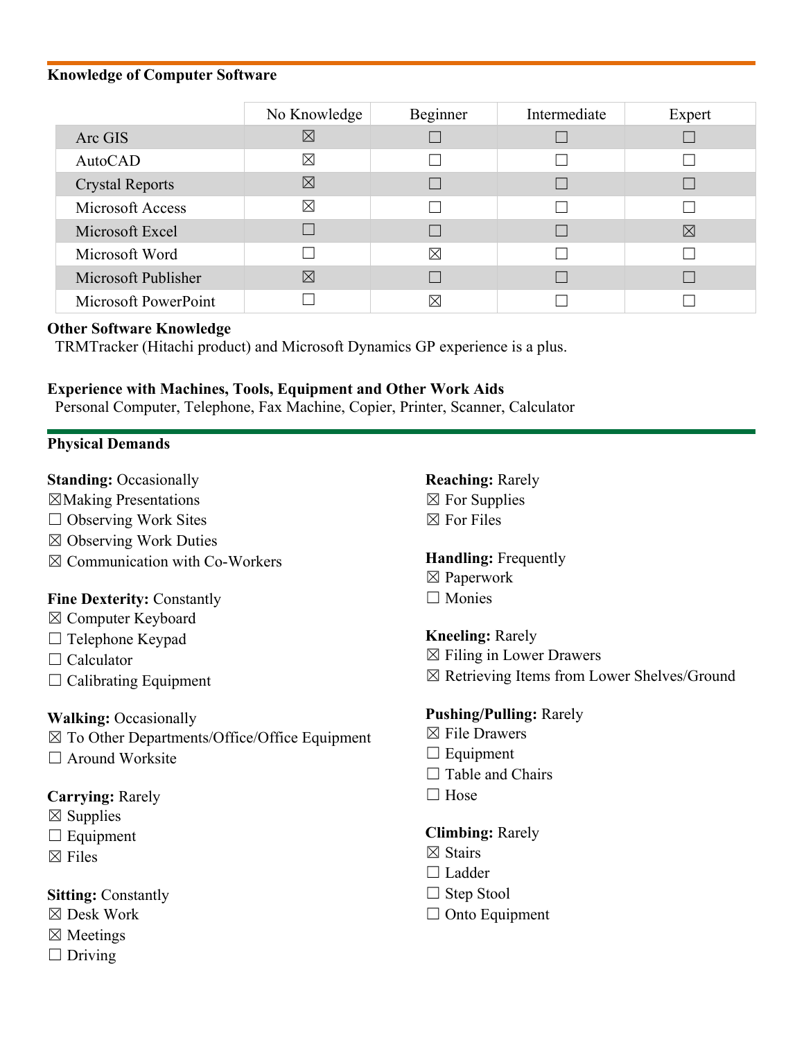## Knowledge of Computer Software

| | No Knowledge | Beginner | Intermediate | Expert |
|---|---|---|---|---|
| Arc GIS | ☒ | ☐ | ☐ | ☐ |
| AutoCAD | ☒ | ☐ | ☐ | ☐ |
| Crystal Reports | ☒ | ☐ | ☐ | ☐ |
| Microsoft Access | ☒ | ☐ | ☐ | ☐ |
| Microsoft Excel | ☐ | ☐ | ☐ | ☒ |
| Microsoft Word | ☐ | ☒ | ☐ | ☐ |
| Microsoft Publisher | ☒ | ☐ | ☐ | ☐ |
| Microsoft PowerPoint | ☐ | ☒ | ☐ | ☐ |

**Other Software Knowledge**

TRMTracker (Hitachi product) and Microsoft Dynamics GP experience is a plus.

**Experience with Machines, Tools, Equipment and Other Work Aids**

Personal Computer, Telephone, Fax Machine, Copier, Printer, Scanner, Calculator

## Physical Demands

**Standing:** Occasionally
☒Making Presentations
☐ Observing Work Sites
☒ Observing Work Duties
☒ Communication with Co-Workers

**Fine Dexterity:** Constantly
☒ Computer Keyboard
☐ Telephone Keypad
☐ Calculator
☐ Calibrating Equipment

**Walking:** Occasionally
☒ To Other Departments/Office/Office Equipment
☐ Around Worksite

**Carrying:** Rarely
☒ Supplies
☐ Equipment
☒ Files

**Sitting:** Constantly
☒ Desk Work
☒ Meetings
☐ Driving

**Reaching:** Rarely
☒ For Supplies
☒ For Files

**Handling:** Frequently
☒ Paperwork
☐ Monies

**Kneeling:** Rarely
☒ Filing in Lower Drawers
☒ Retrieving Items from Lower Shelves/Ground

**Pushing/Pulling:** Rarely
☒ File Drawers
☐ Equipment
☐ Table and Chairs
☐ Hose

**Climbing:** Rarely
☒ Stairs
☐ Ladder
☐ Step Stool
☐ Onto Equipment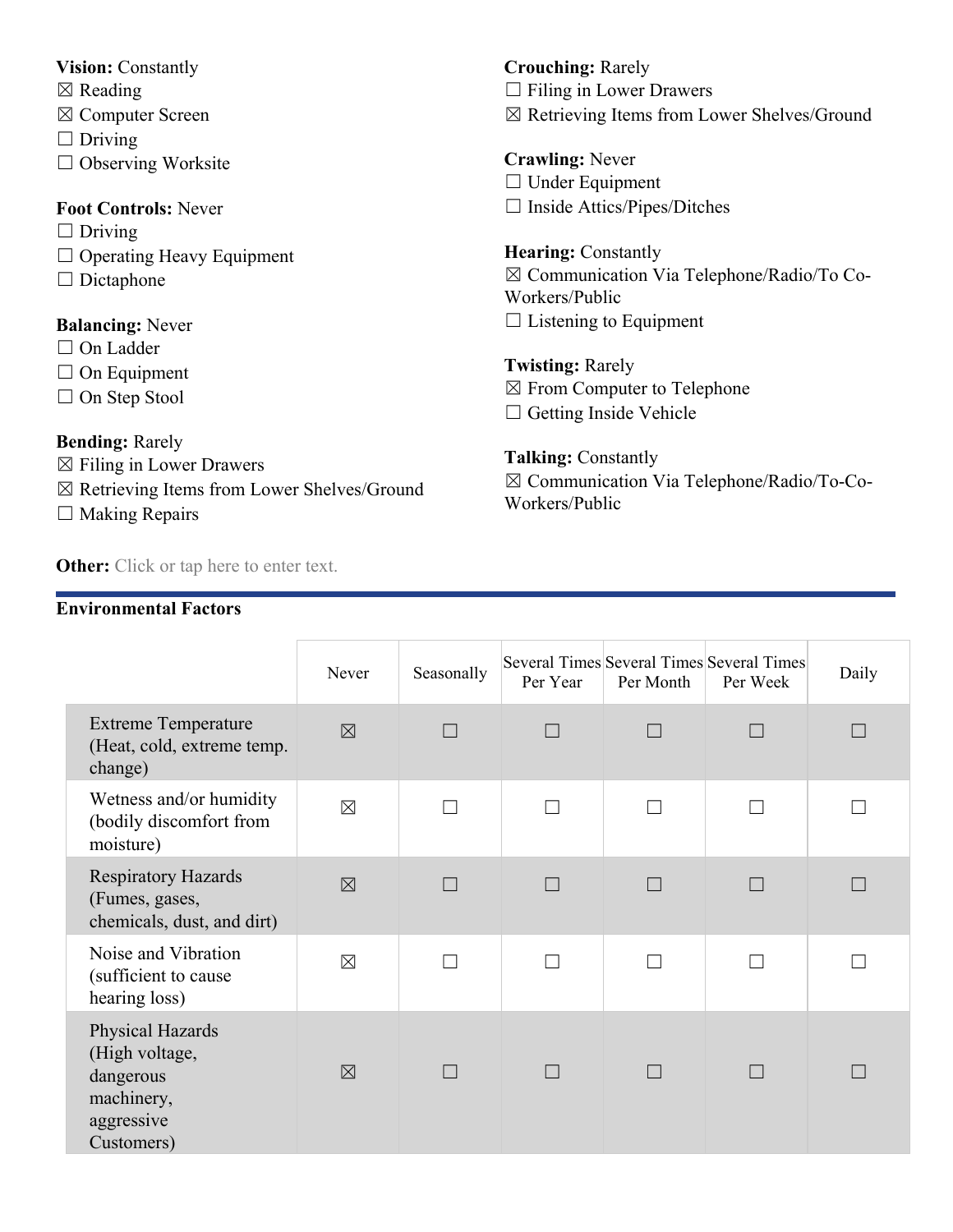**Vision:** Constantly
☒ Reading
☒ Computer Screen
☐ Driving
☐ Observing Worksite

**Foot Controls:** Never
☐ Driving
☐ Operating Heavy Equipment
☐ Dictaphone

**Balancing:** Never
☐ On Ladder
☐ On Equipment
☐ On Step Stool

**Bending:** Rarely
☒ Filing in Lower Drawers
☒ Retrieving Items from Lower Shelves/Ground
☐ Making Repairs

**Crouching:** Rarely
☐ Filing in Lower Drawers
☒ Retrieving Items from Lower Shelves/Ground

**Crawling:** Never
☐ Under Equipment
☐ Inside Attics/Pipes/Ditches

**Hearing:** Constantly
☒ Communication Via Telephone/Radio/To Co-Workers/Public
☐ Listening to Equipment

**Twisting:** Rarely
☒ From Computer to Telephone
☐ Getting Inside Vehicle

**Talking:** Constantly
☒ Communication Via Telephone/Radio/To-Co-Workers/Public

**Other:** Click or tap here to enter text.

**Environmental Factors**

| | Never | Seasonally | Several Times Per Year | Several Times Per Month | Several Times Per Week | Daily |
|---|---|---|---|---|---|---|
| Extreme Temperature (Heat, cold, extreme temp. change) | ☒ | ☐ | ☐ | ☐ | ☐ | ☐ |
| Wetness and/or humidity (bodily discomfort from moisture) | ☒ | ☐ | ☐ | ☐ | ☐ | ☐ |
| Respiratory Hazards (Fumes, gases, chemicals, dust, and dirt) | ☒ | ☐ | ☐ | ☐ | ☐ | ☐ |
| Noise and Vibration (sufficient to cause hearing loss) | ☒ | ☐ | ☐ | ☐ | ☐ | ☐ |
| Physical Hazards (High voltage, dangerous machinery, aggressive Customers) | ☒ | ☐ | ☐ | ☐ | ☐ | ☐ |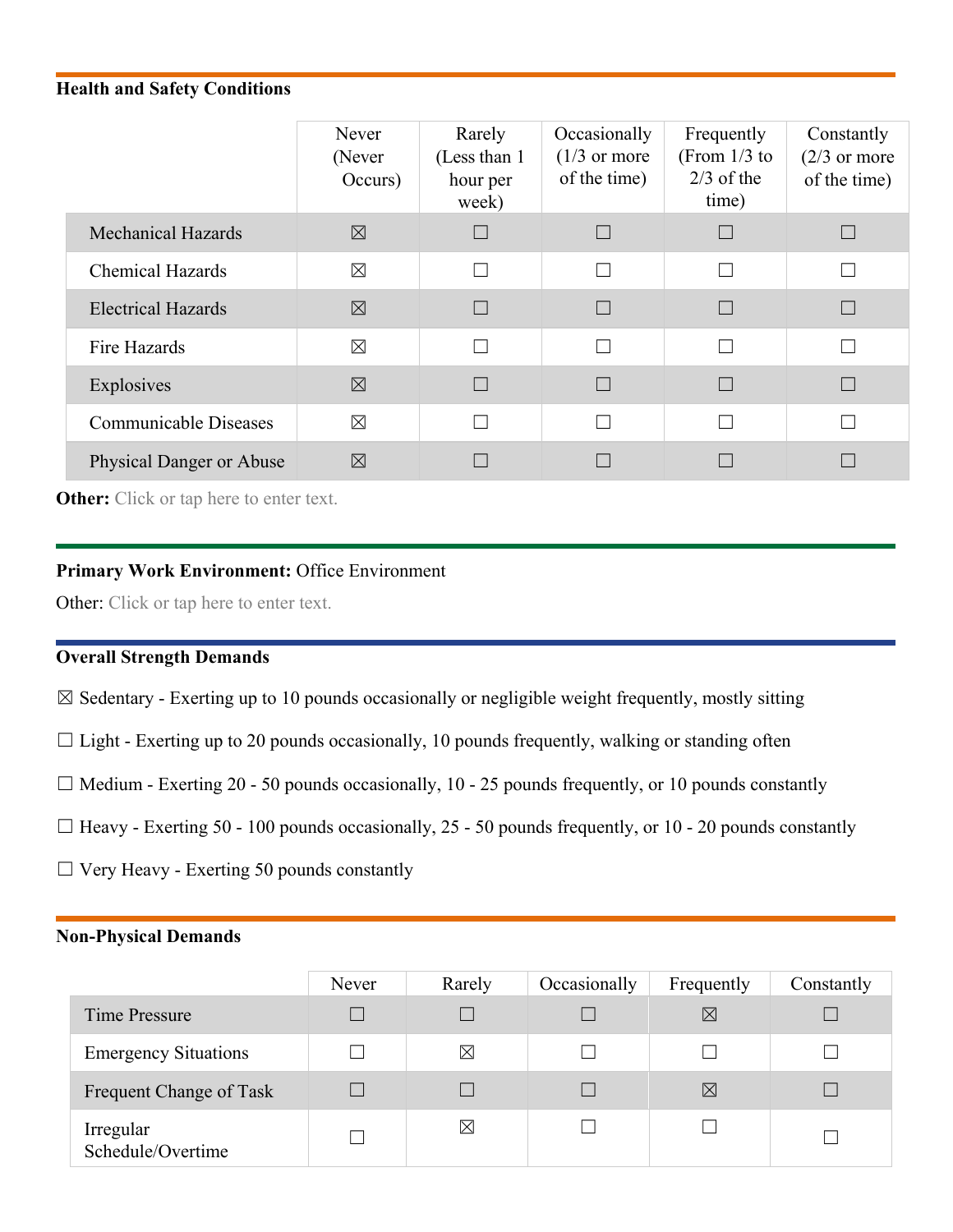**Health and Safety Conditions**

| | Never (Never Occurs) | Rarely (Less than 1 hour per week) | Occasionally (1/3 or more of the time) | Frequently (From 1/3 to 2/3 of the time) | Constantly (2/3 or more of the time) |
|---|---|---|---|---|---|
| Mechanical Hazards | ☒ | ☐ | ☐ | ☐ | ☐ |
| Chemical Hazards | ☒ | ☐ | ☐ | ☐ | ☐ |
| Electrical Hazards | ☒ | ☐ | ☐ | ☐ | ☐ |
| Fire Hazards | ☒ | ☐ | ☐ | ☐ | ☐ |
| Explosives | ☒ | ☐ | ☐ | ☐ | ☐ |
| Communicable Diseases | ☒ | ☐ | ☐ | ☐ | ☐ |
| Physical Danger or Abuse | ☒ | ☐ | ☐ | ☐ | ☐ |

**Other:** Click or tap here to enter text.

**Primary Work Environment:** Office Environment

Other: Click or tap here to enter text.

**Overall Strength Demands**

☒ Sedentary - Exerting up to 10 pounds occasionally or negligible weight frequently, mostly sitting

☐ Light - Exerting up to 20 pounds occasionally, 10 pounds frequently, walking or standing often

☐ Medium - Exerting 20 - 50 pounds occasionally, 10 - 25 pounds frequently, or 10 pounds constantly

☐ Heavy - Exerting 50 - 100 pounds occasionally, 25 - 50 pounds frequently, or 10 - 20 pounds constantly

☐ Very Heavy - Exerting 50 pounds constantly

**Non-Physical Demands**

| | Never | Rarely | Occasionally | Frequently | Constantly |
|---|---|---|---|---|---|
| Time Pressure | ☐ | ☐ | ☐ | ☒ | ☐ |
| Emergency Situations | ☐ | ☒ | ☐ | ☐ | ☐ |
| Frequent Change of Task | ☐ | ☐ | ☐ | ☒ | ☐ |
| Irregular Schedule/Overtime | ☐ | ☒ | ☐ | ☐ | ☐ |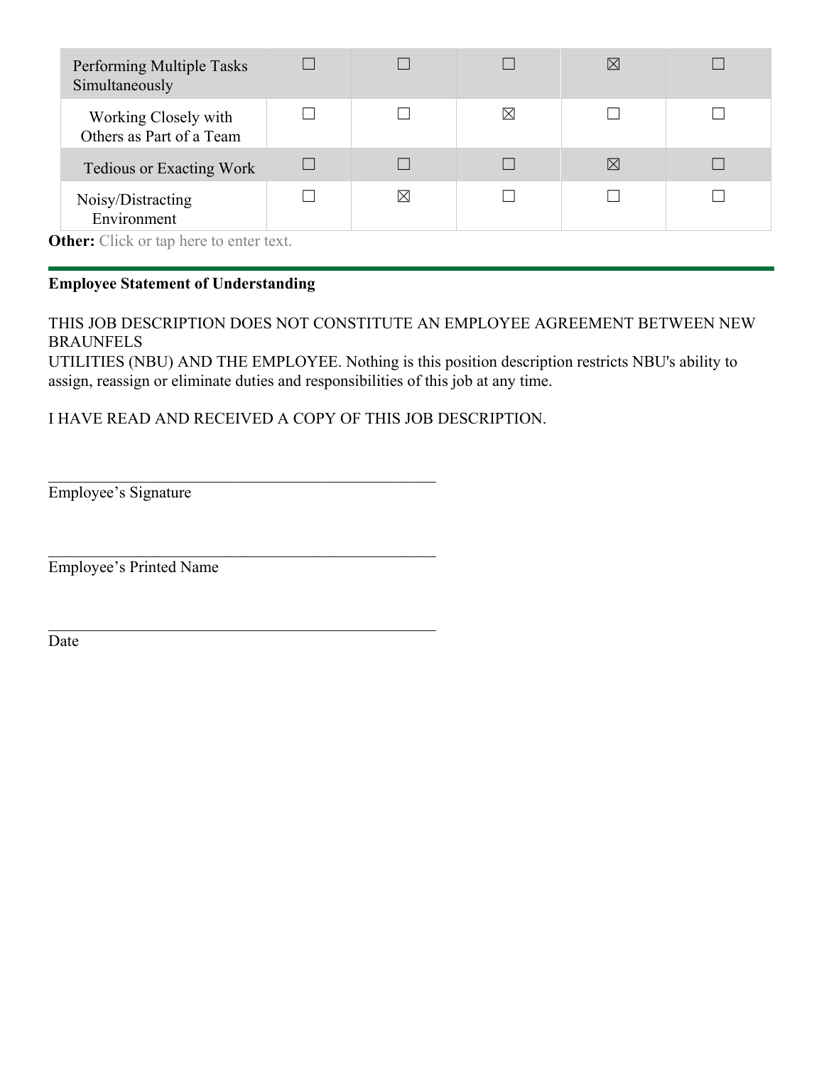| | | | | | |
|---|---|---|---|---|---|
| Performing Multiple Tasks Simultaneously | ☐ | ☐ | ☐ | ☒ | ☐ |
| Working Closely with Others as Part of a Team | ☐ | ☐ | ☒ | ☐ | ☐ |
| Tedious or Exacting Work | ☐ | ☐ | ☐ | ☒ | ☐ |
| Noisy/Distracting Environment | ☐ | ☒ | ☐ | ☐ | ☐ |

**Other:** Click or tap here to enter text.

**Employee Statement of Understanding**

THIS JOB DESCRIPTION DOES NOT CONSTITUTE AN EMPLOYEE AGREEMENT BETWEEN NEW BRAUNFELS UTILITIES (NBU) AND THE EMPLOYEE. Nothing is this position description restricts NBU's ability to assign, reassign or eliminate duties and responsibilities of this job at any time.

I HAVE READ AND RECEIVED A COPY OF THIS JOB DESCRIPTION.

\_\_\_\_\_\_\_\_\_\_\_\_\_\_\_\_\_\_\_\_\_\_\_\_\_\_\_\_\_\_\_\_\_\_\_\_\_\_\_\_\_\_\_\_\_\_\_\_
Employee’s Signature

\_\_\_\_\_\_\_\_\_\_\_\_\_\_\_\_\_\_\_\_\_\_\_\_\_\_\_\_\_\_\_\_\_\_\_\_\_\_\_\_\_\_\_\_\_\_\_\_
Employee’s Printed Name

\_\_\_\_\_\_\_\_\_\_\_\_\_\_\_\_\_\_\_\_\_\_\_\_\_\_\_\_\_\_\_\_\_\_\_\_\_\_\_\_\_\_\_\_\_\_\_\_
Date